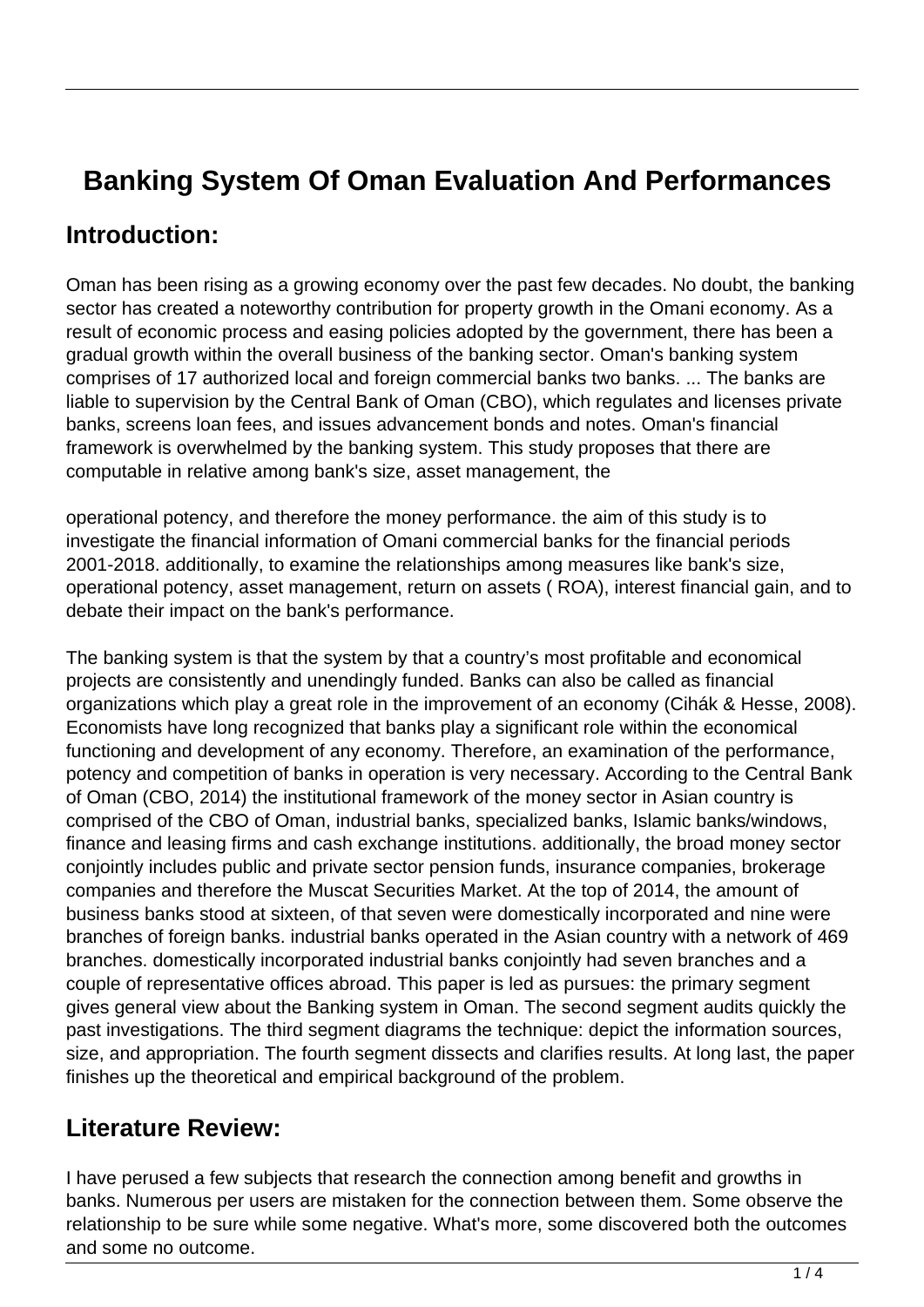# Banking System Of Oman Evaluation And Performances

## Introduction:

Oman has been rising as a growing economy over the past few decades. No doubt, the banking sector has created a noteworthy contribution for property growth in the Omani economy. As a result of economic process and easing policies adopted by the government, there has been a gradual growth within the overall business of the banking sector. Oman's banking system comprises of 17 authorized local and foreign commercial banks two banks. ... The banks are liable to supervision by the Central Bank of Oman (CBO), which regulates and licenses private banks, screens loan fees, and issues advancement bonds and notes. Oman's financial framework is overwhelmed by the banking system. This study proposes that there are computable in relative among bank's size, asset management, the

operational potency, and therefore the money performance. the aim of this study is to investigate the financial information of Omani commercial banks for the financial periods 2001-2018. additionally, to examine the relationships among measures like bank's size, operational potency, asset management, return on assets ( ROA), interest financial gain, and to debate their impact on the bank's performance.

The banking system is that the system by that a country's most profitable and economical projects are consistently and unendingly funded. Banks can also be called as financial organizations which play a great role in the improvement of an economy (Cihák & Hesse, 2008). Economists have long recognized that banks play a significant role within the economical functioning and development of any economy. Therefore, an examination of the performance, potency and competition of banks in operation is very necessary. According to the Central Bank of Oman (CBO, 2014) the institutional framework of the money sector in Asian country is comprised of the CBO of Oman, industrial banks, specialized banks, Islamic banks/windows, finance and leasing firms and cash exchange institutions. additionally, the broad money sector conjointly includes public and private sector pension funds, insurance companies, brokerage companies and therefore the Muscat Securities Market. At the top of 2014, the amount of business banks stood at sixteen, of that seven were domestically incorporated and nine were branches of foreign banks. industrial banks operated in the Asian country with a network of 469 branches. domestically incorporated industrial banks conjointly had seven branches and a couple of representative offices abroad. This paper is led as pursues: the primary segment gives general view about the Banking system in Oman. The second segment audits quickly the past investigations. The third segment diagrams the technique: depict the information sources, size, and appropriation. The fourth segment dissects and clarifies results. At long last, the paper finishes up the theoretical and empirical background of the problem.

## Literature Review:

I have perused a few subjects that research the connection among benefit and growths in banks. Numerous per users are mistaken for the connection between them. Some observe the relationship to be sure while some negative. What's more, some discovered both the outcomes and some no outcome.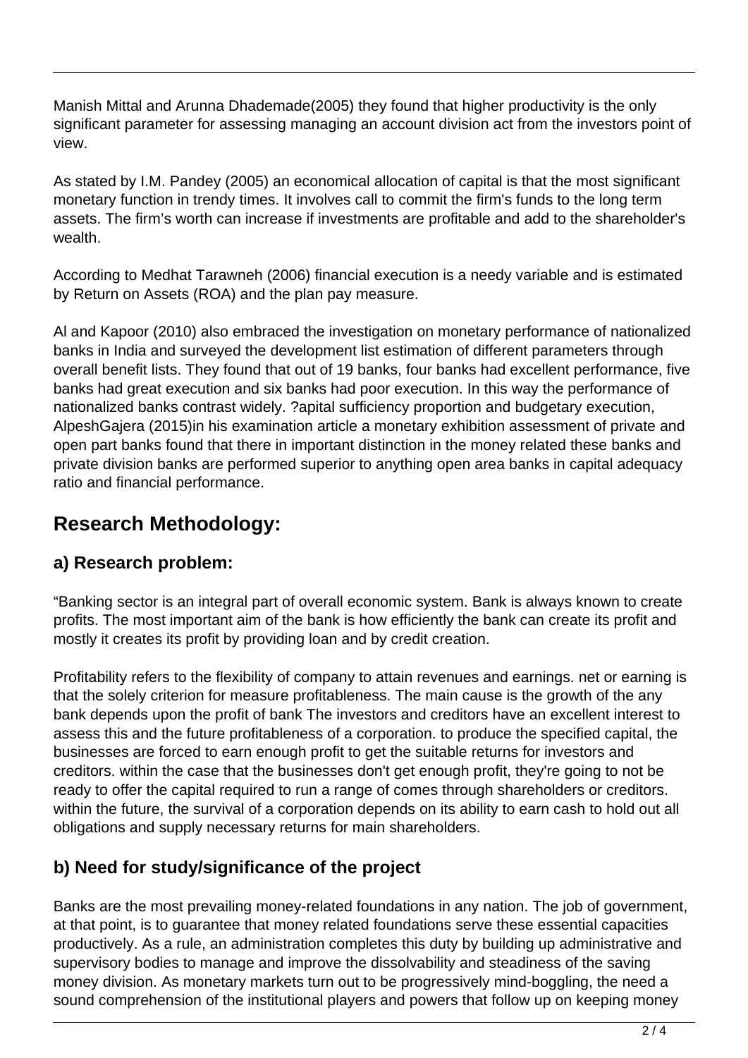Manish Mittal and Arunna Dhademade(2005) they found that higher productivity is the only significant parameter for assessing managing an account division act from the investors point of view.

As stated by I.M. Pandey (2005) an economical allocation of capital is that the most significant monetary function in trendy times. It involves call to commit the firm's funds to the long term assets. The firm's worth can increase if investments are profitable and add to the shareholder's wealth.

According to Medhat Tarawneh (2006) financial execution is a needy variable and is estimated by Return on Assets (ROA) and the plan pay measure.

Al and Kapoor (2010) also embraced the investigation on monetary performance of nationalized banks in India and surveyed the development list estimation of different parameters through overall benefit lists. They found that out of 19 banks, four banks had excellent performance, five banks had great execution and six banks had poor execution. In this way the performance of nationalized banks contrast widely. ?apital sufficiency proportion and budgetary execution, AlpeshGajera (2015)in his examination article a monetary exhibition assessment of private and open part banks found that there in important distinction in the money related these banks and private division banks are performed superior to anything open area banks in capital adequacy ratio and financial performance.

## Research Methodology:

### a) Research problem:

"Banking sector is an integral part of overall economic system. Bank is always known to create profits. The most important aim of the bank is how efficiently the bank can create its profit and mostly it creates its profit by providing loan and by credit creation.

Profitability refers to the flexibility of company to attain revenues and earnings. net or earning is that the solely criterion for measure profitableness. The main cause is the growth of the any bank depends upon the profit of bank The investors and creditors have an excellent interest to assess this and the future profitableness of a corporation. to produce the specified capital, the businesses are forced to earn enough profit to get the suitable returns for investors and creditors. within the case that the businesses don't get enough profit, they're going to not be ready to offer the capital required to run a range of comes through shareholders or creditors. within the future, the survival of a corporation depends on its ability to earn cash to hold out all obligations and supply necessary returns for main shareholders.

### b) Need for study/significance of the project

Banks are the most prevailing money-related foundations in any nation. The job of government, at that point, is to guarantee that money related foundations serve these essential capacities productively. As a rule, an administration completes this duty by building up administrative and supervisory bodies to manage and improve the dissolvability and steadiness of the saving money division. As monetary markets turn out to be progressively mind-boggling, the need a sound comprehension of the institutional players and powers that follow up on keeping money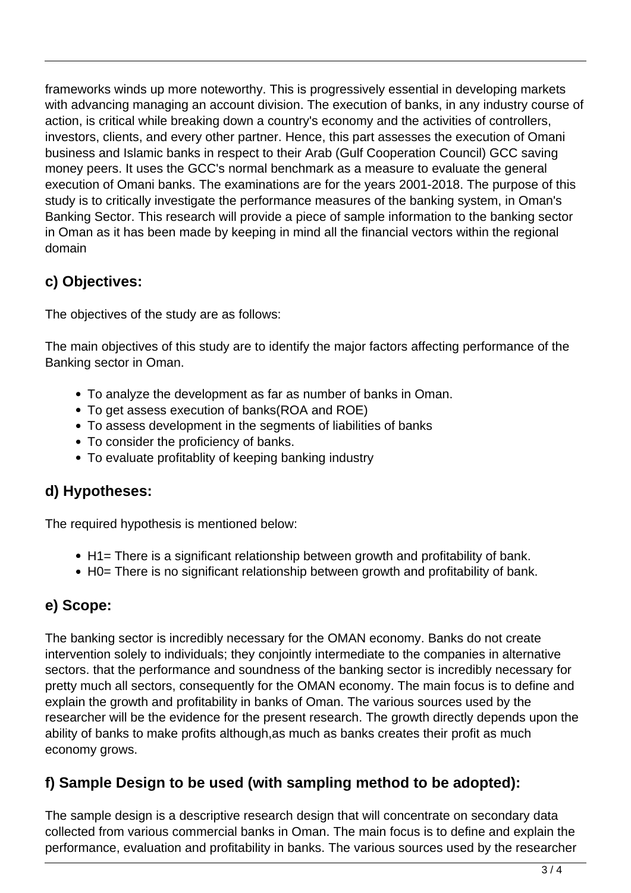frameworks winds up more noteworthy. This is progressively essential in developing markets with advancing managing an account division. The execution of banks, in any industry course of action, is critical while breaking down a country's economy and the activities of controllers, investors, clients, and every other partner. Hence, this part assesses the execution of Omani business and Islamic banks in respect to their Arab (Gulf Cooperation Council) GCC saving money peers. It uses the GCC's normal benchmark as a measure to evaluate the general execution of Omani banks. The examinations are for the years 2001-2018. The purpose of this study is to critically investigate the performance measures of the banking system, in Oman's Banking Sector. This research will provide a piece of sample information to the banking sector in Oman as it has been made by keeping in mind all the financial vectors within the regional domain

## c) Objectives:

The objectives of the study are as follows:

The main objectives of this study are to identify the major factors affecting performance of the Banking sector in Oman.

- To analyze the development as far as number of banks in Oman.
- To get assess execution of banks(ROA and ROE)
- To assess development in the segments of liabilities of banks
- To consider the proficiency of banks.
- To evaluate profitablity of keeping banking industry

## d) Hypotheses:

The required hypothesis is mentioned below:

- H1= There is a significant relationship between growth and profitability of bank.
- H0= There is no significant relationship between growth and profitability of bank.

## e) Scope:

The banking sector is incredibly necessary for the OMAN economy. Banks do not create intervention solely to individuals; they conjointly intermediate to the companies in alternative sectors. that the performance and soundness of the banking sector is incredibly necessary for pretty much all sectors, consequently for the OMAN economy. The main focus is to define and explain the growth and profitability in banks of Oman. The various sources used by the researcher will be the evidence for the present research. The growth directly depends upon the ability of banks to make profits although,as much as banks creates their profit as much economy grows.

## f) Sample Design to be used (with sampling method to be adopted):

The sample design is a descriptive research design that will concentrate on secondary data collected from various commercial banks in Oman. The main focus is to define and explain the performance, evaluation and profitability in banks. The various sources used by the researcher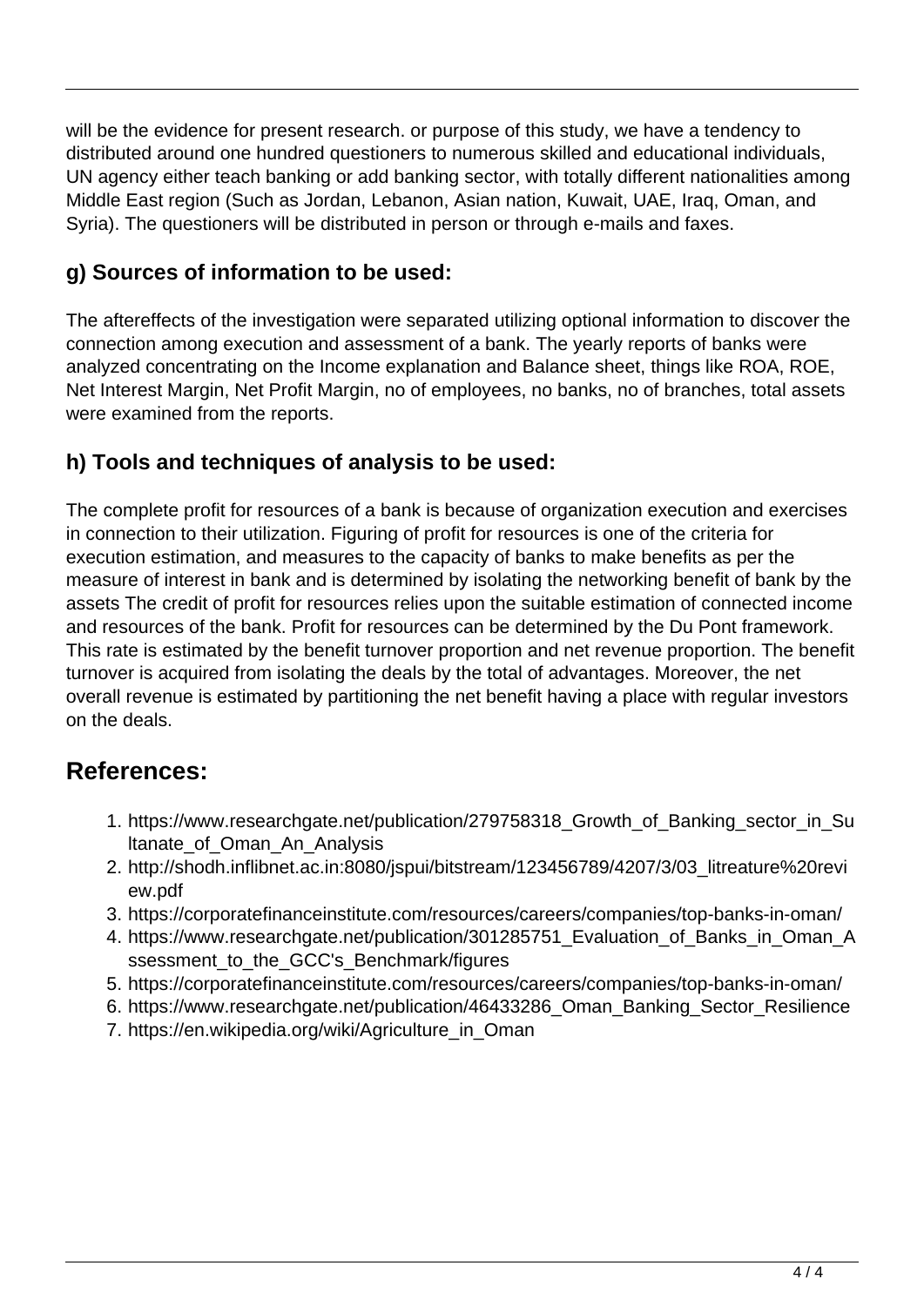will be the evidence for present research. or purpose of this study, we have a tendency to distributed around one hundred questioners to numerous skilled and educational individuals, UN agency either teach banking or add banking sector, with totally different nationalities among Middle East region (Such as Jordan, Lebanon, Asian nation, Kuwait, UAE, Iraq, Oman, and Syria). The questioners will be distributed in person or through e-mails and faxes.

### g) Sources of information to be used:

The aftereffects of the investigation were separated utilizing optional information to discover the connection among execution and assessment of a bank. The yearly reports of banks were analyzed concentrating on the Income explanation and Balance sheet, things like ROA, ROE, Net Interest Margin, Net Profit Margin, no of employees, no banks, no of branches, total assets were examined from the reports.

### h) Tools and techniques of analysis to be used:

The complete profit for resources of a bank is because of organization execution and exercises in connection to their utilization. Figuring of profit for resources is one of the criteria for execution estimation, and measures to the capacity of banks to make benefits as per the measure of interest in bank and is determined by isolating the networking benefit of bank by the assets The credit of profit for resources relies upon the suitable estimation of connected income and resources of the bank. Profit for resources can be determined by the Du Pont framework. This rate is estimated by the benefit turnover proportion and net revenue proportion. The benefit turnover is acquired from isolating the deals by the total of advantages. Moreover, the net overall revenue is estimated by partitioning the net benefit having a place with regular investors on the deals.

## References:

1. https://www.researchgate.net/publication/279758318_Growth_of_Banking_sector_in_Sultanate_of_Oman_An_Analysis
2. http://shodh.inflibnet.ac.in:8080/jspui/bitstream/123456789/4207/3/03_litreature%20review.pdf
3. https://corporatefinanceinstitute.com/resources/careers/companies/top-banks-in-oman/
4. https://www.researchgate.net/publication/301285751_Evaluation_of_Banks_in_Oman_Assessment_to_the_GCC's_Benchmark/figures
5. https://corporatefinanceinstitute.com/resources/careers/companies/top-banks-in-oman/
6. https://www.researchgate.net/publication/46433286_Oman_Banking_Sector_Resilience
7. https://en.wikipedia.org/wiki/Agriculture_in_Oman